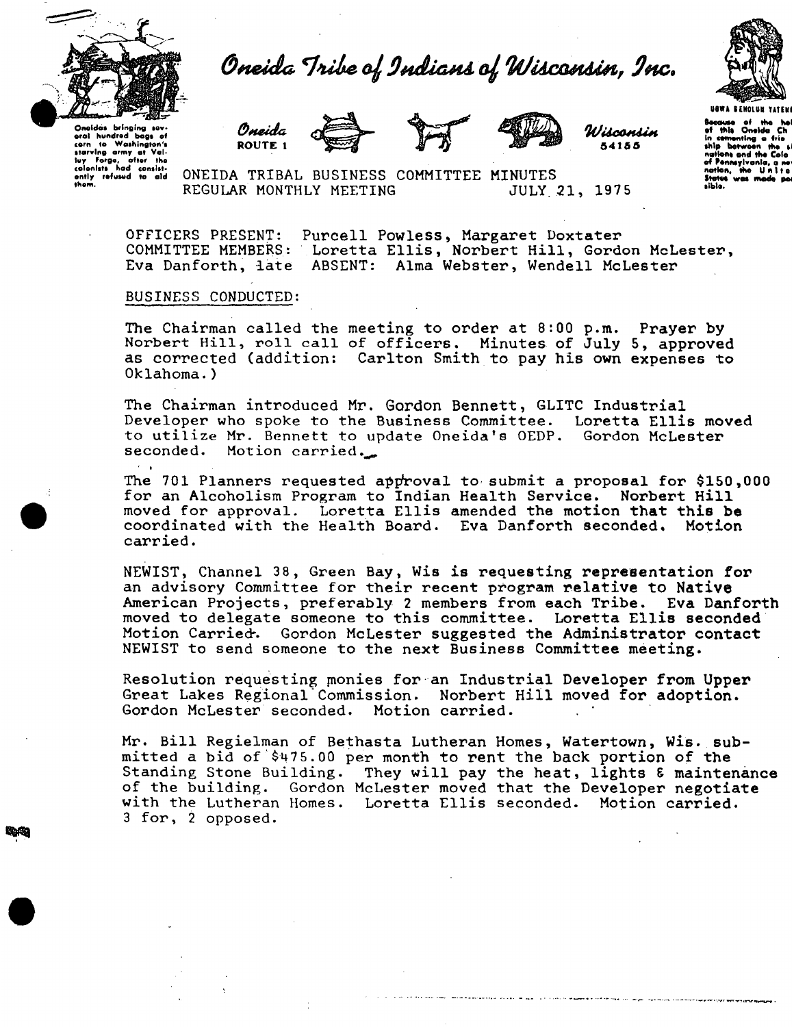# Oneida Tribe of Indians of Wisconsin, Inc.

Oneidas bringing several hundred bags of corn to Washington's starving army at Valley Forge, after the colonists had consistently refused to aid them.

Oneida ROUTE 1 Wisconsin 54155

UGWA DEMOLUM YATEHE

Because of the help of this Oneida Ch in cementing a friendship between the six nations and the Colony of Pennsylvania, a new nation, the United States was made possible.

## ONEIDA TRIBAL BUSINESS COMMITTEE MINUTES
## REGULAR MONTHLY MEETING JULY 21, 1975

OFFICERS PRESENT: Purcell Powless, Margaret Doxtater
COMMITTEE MEMBERS: Loretta Ellis, Norbert Hill, Gordon McLester, Eva Danforth, late ABSENT: Alma Webster, Wendell McLester

BUSINESS CONDUCTED:

The Chairman called the meeting to order at 8:00 p.m. Prayer by Norbert Hill, roll call of officers. Minutes of July 5, approved as corrected (addition: Carlton Smith to pay his own expenses to Oklahoma.)

The Chairman introduced Mr. Gordon Bennett, GLITC Industrial Developer who spoke to the Business Committee. Loretta Ellis moved to utilize Mr. Bennett to update Oneida's OEDP. Gordon McLester seconded. Motion carried.

The 701 Planners requested approval to submit a proposal for $150,000 for an Alcoholism Program to Indian Health Service. Norbert Hill moved for approval. Loretta Ellis amended the motion that this be coordinated with the Health Board. Eva Danforth seconded. Motion carried.

NEWIST, Channel 38, Green Bay, Wis is requesting representation for an advisory Committee for their recent program relative to Native American Projects, preferably 2 members from each Tribe. Eva Danforth moved to delegate someone to this committee. Loretta Ellis seconded Motion Carried. Gordon McLester suggested the Administrator contact NEWIST to send someone to the next Business Committee meeting.

Resolution requesting monies for an Industrial Developer from Upper Great Lakes Regional Commission. Norbert Hill moved for adoption. Gordon McLester seconded. Motion carried.

Mr. Bill Regielman of Bethasta Lutheran Homes, Watertown, Wis. submitted a bid of $475.00 per month to rent the back portion of the Standing Stone Building. They will pay the heat, lights & maintenance of the building. Gordon McLester moved that the Developer negotiate with the Lutheran Homes. Loretta Ellis seconded. Motion carried. 3 for, 2 opposed.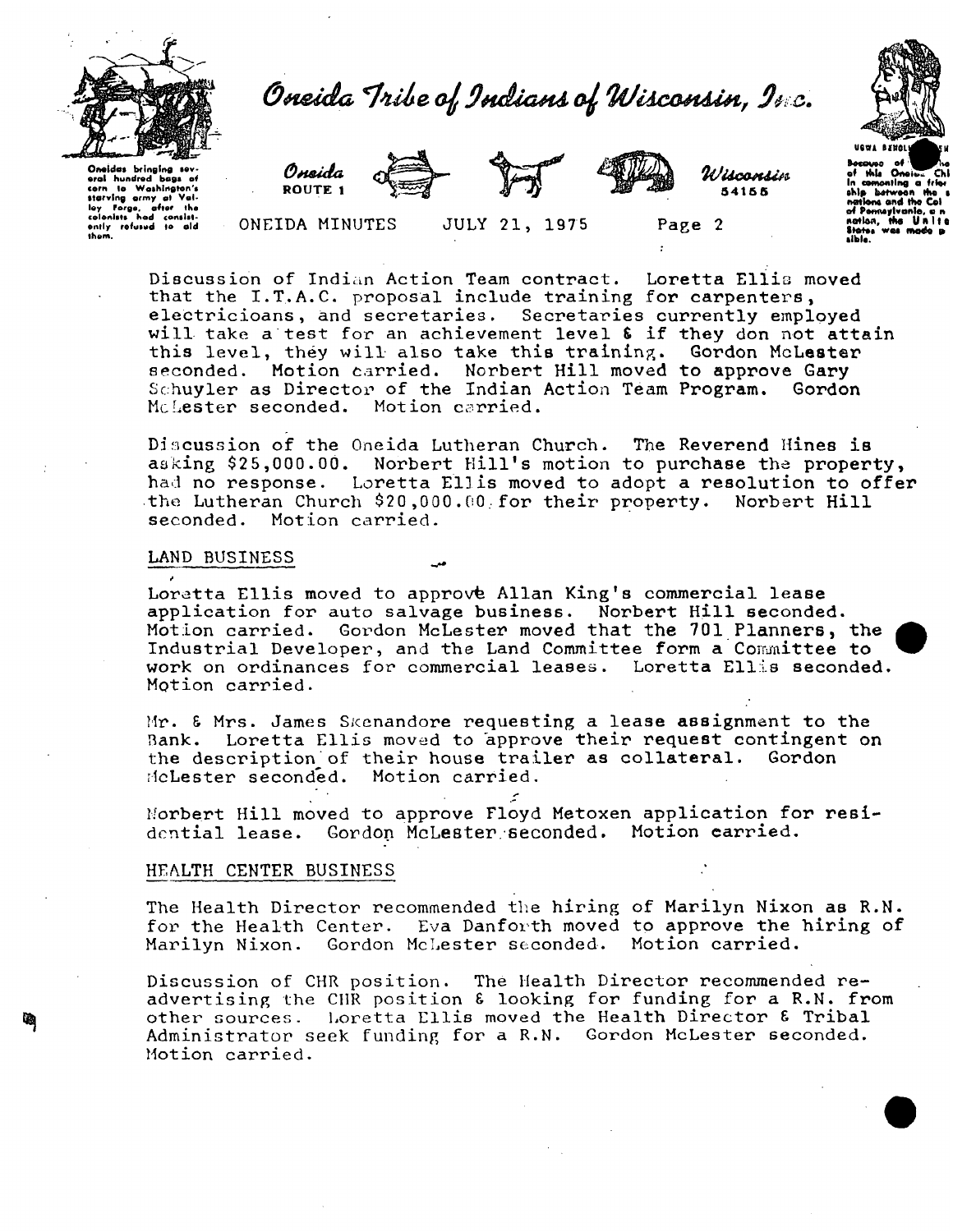Discussion of Indian Action Team contract. Loretta Ellis moved that the I.T.A.C. proposal include training for carpenters, electricioans, and secretaries. Secretaries currently employed will take a test for an achievement level & if they don not attain this level, they will also take this training. Gordon McLester seconded. Motion carried. Norbert Hill moved to approve Gary Schuyler as Director of the Indian Action Team Program. Gordon McLester seconded. Motion carried.

Discussion of the Oneida Lutheran Church. The Reverend Hines is asking $25,000.00. Norbert Hill's motion to purchase the property, had no response. Loretta Ellis moved to adopt a resolution to offer the Lutheran Church $20,000.00 for their property. Norbert Hill seconded. Motion carried.

## LAND BUSINESS

Loretta Ellis moved to approve Allan King's commercial lease application for auto salvage business. Norbert Hill seconded. Motion carried. Gordon McLester moved that the 701 Planners, the Industrial Developer, and the Land Committee form a Committee to work on ordinances for commercial leases. Loretta Ellis seconded. Motion carried.

Mr. & Mrs. James Skenandore requesting a lease assignment to the Bank. Loretta Ellis moved to approve their request contingent on the description of their house trailer as collateral. Gordon McLester seconded. Motion carried.

Norbert Hill moved to approve Floyd Metoxen application for residential lease. Gordon McLester seconded. Motion carried.

## HEALTH CENTER BUSINESS

The Health Director recommended the hiring of Marilyn Nixon as R.N. for the Health Center. Eva Danforth moved to approve the hiring of Marilyn Nixon. Gordon McLester seconded. Motion carried.

Discussion of CHR position. The Health Director recommended re-advertising the CHR position & looking for funding for a R.N. from other sources. Loretta Ellis moved the Health Director & Tribal Administrator seek funding for a R.N. Gordon McLester seconded. Motion carried.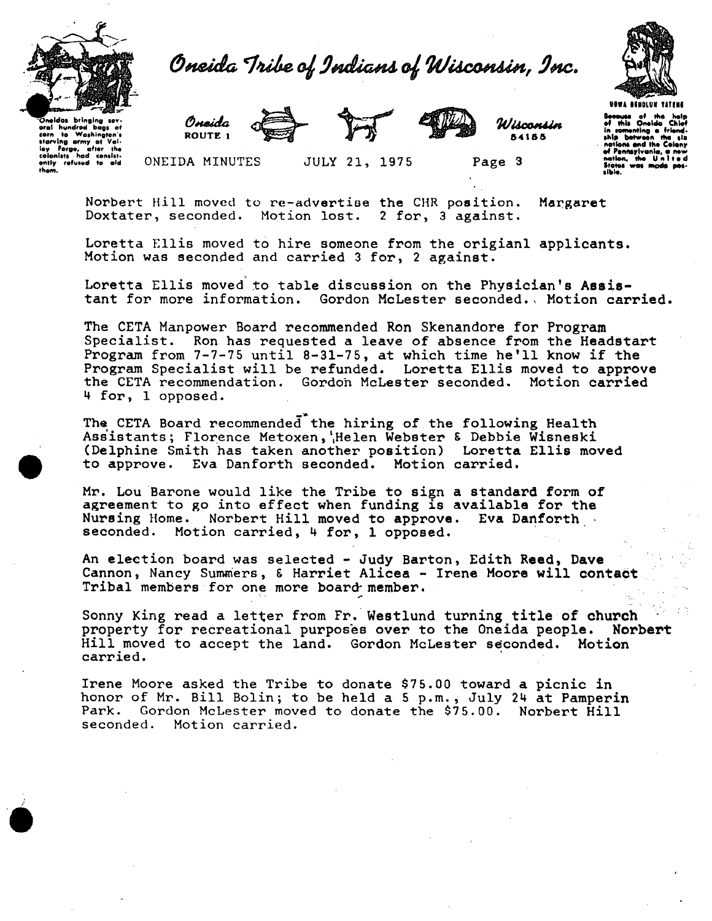Norbert Hill moved to re-advertise the CHR position. Margaret Doxtater, seconded. Motion lost. 2 for, 3 against.

Loretta Ellis moved to hire someone from the origianl applicants. Motion was seconded and carried 3 for, 2 against.

Loretta Ellis moved to table discussion on the Physician's Assistant for more information. Gordon McLester seconded. Motion carried.

The CETA Manpower Board recommended Ron Skenandore for Program Specialist. Ron has requested a leave of absence from the Headstart Program from 7-7-75 until 8-31-75, at which time he'll know if the Program Specialist will be refunded. Loretta Ellis moved to approve the CETA recommendation. Gordon McLester seconded. Motion carried 4 for, 1 opposed.

The CETA Board recommended the hiring of the following Health Assistants; Florence Metoxen, Helen Webster & Debbie Wisneski (Delphine Smith has taken another position) Loretta Ellis moved to approve. Eva Danforth seconded. Motion carried.

Mr. Lou Barone would like the Tribe to sign a standard form of agreement to go into effect when funding is available for the Nursing Home. Norbert Hill moved to approve. Eva Danforth seconded. Motion carried, 4 for, 1 opposed.

An election board was selected - Judy Barton, Edith Reed, Dave Cannon, Nancy Summers, & Harriet Alicea - Irene Moore will contact Tribal members for one more board member.

Sonny King read a letter from Fr. Westlund turning title of church property for recreational purposes over to the Oneida people. Norbert Hill moved to accept the land. Gordon McLester seconded. Motion carried.

Irene Moore asked the Tribe to donate $75.00 toward a picnic in honor of Mr. Bill Bolin; to be held a 5 p.m., July 24 at Pamperin Park. Gordon McLester moved to donate the $75.00. Norbert Hill seconded. Motion carried.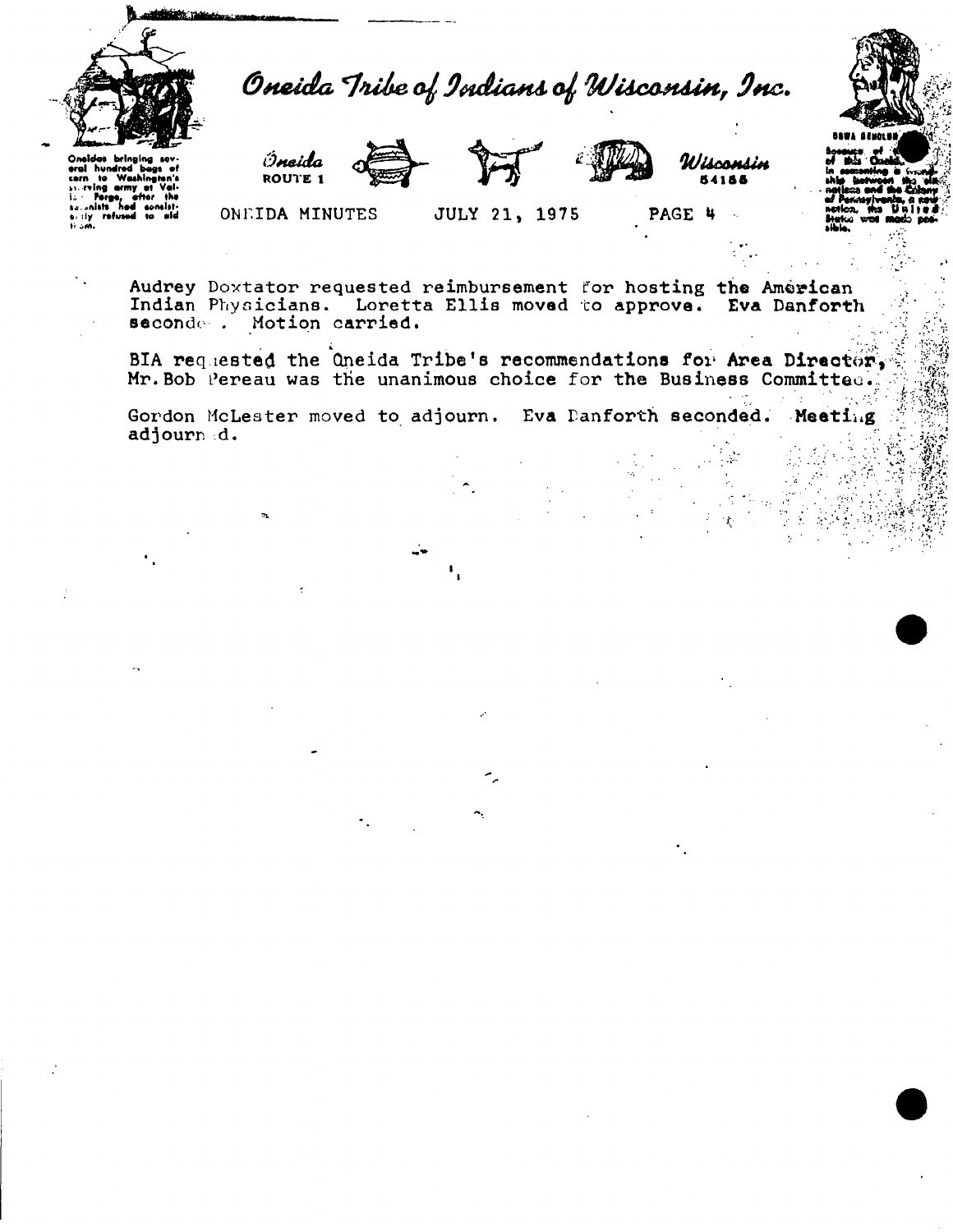Audrey Doxtator requested reimbursement for hosting the American Indian Physicians. Loretta Ellis moved to approve. Eva Danforth seconded. Motion carried.

BIA requested the Oneida Tribe's recommendations for Area Director, Mr. Bob Pereau was the unanimous choice for the Business Committee.

Gordon McLester moved to adjourn. Eva Danforth seconded. Meeting adjourned.